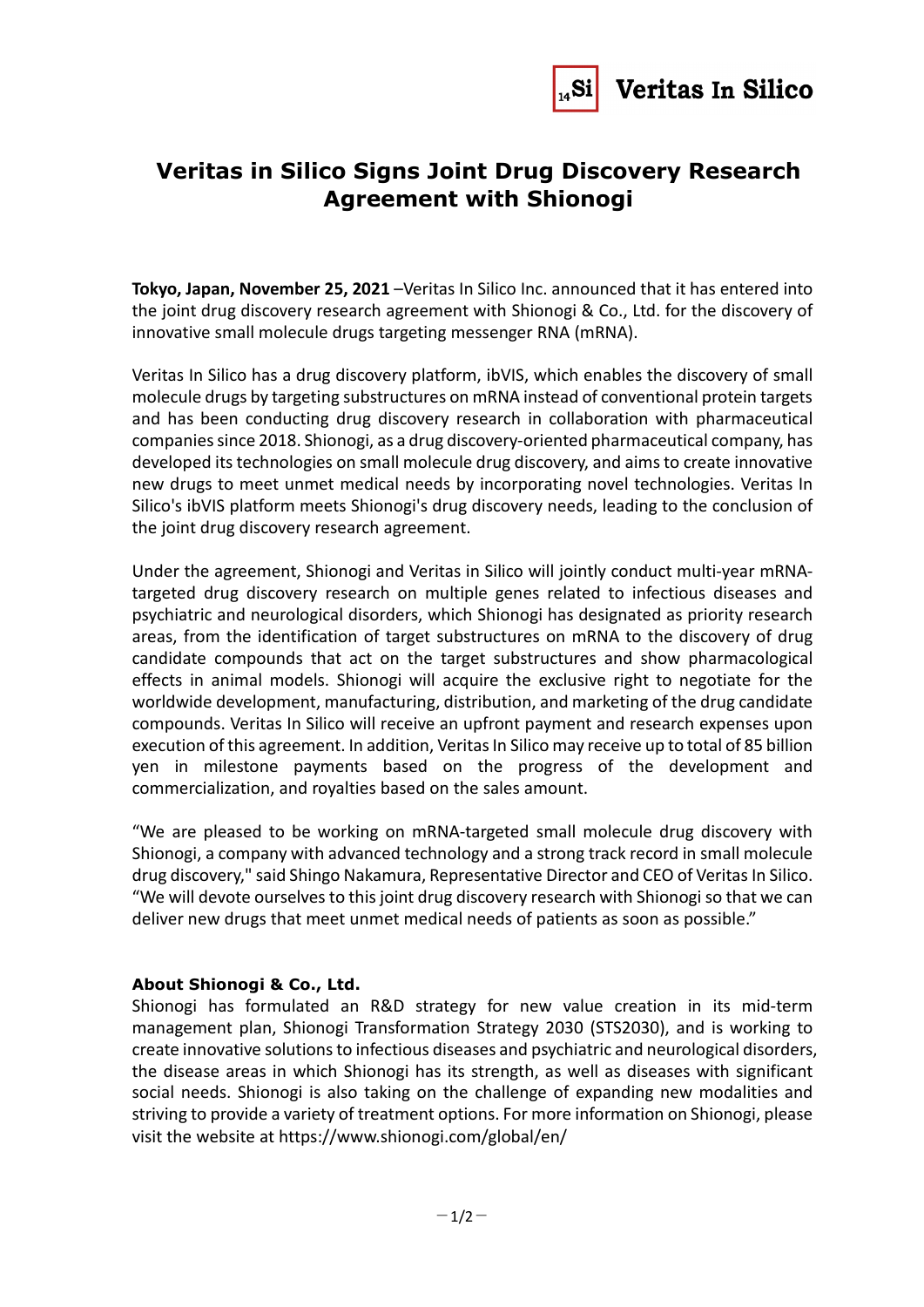# Veritas in Silico Signs Joint Drug Discovery Research Agreement with Shionogi

**Tokyo, Japan, November 25, 2021** –Veritas In Silico Inc. announced that it has entered into the joint drug discovery research agreement with Shionogi & Co., Ltd. for the discovery of innovative small molecule drugs targeting messenger RNA (mRNA).

Veritas In Silico has a drug discovery platform, ibVIS, which enables the discovery of small molecule drugs by targeting substructures on mRNA instead of conventional protein targets and has been conducting drug discovery research in collaboration with pharmaceutical companies since 2018. Shionogi, as a drug discovery-oriented pharmaceutical company, has developed its technologies on small molecule drug discovery, and aims to create innovative new drugs to meet unmet medical needs by incorporating novel technologies. Veritas In Silico's ibVIS platform meets Shionogi's drug discovery needs, leading to the conclusion of the joint drug discovery research agreement.

Under the agreement, Shionogi and Veritas in Silico will jointly conduct multi-year mRNA-targeted drug discovery research on multiple genes related to infectious diseases and psychiatric and neurological disorders, which Shionogi has designated as priority research areas, from the identification of target substructures on mRNA to the discovery of drug candidate compounds that act on the target substructures and show pharmacological effects in animal models. Shionogi will acquire the exclusive right to negotiate for the worldwide development, manufacturing, distribution, and marketing of the drug candidate compounds. Veritas In Silico will receive an upfront payment and research expenses upon execution of this agreement. In addition, Veritas In Silico may receive up to total of 85 billion yen in milestone payments based on the progress of the development and commercialization, and royalties based on the sales amount.

“We are pleased to be working on mRNA-targeted small molecule drug discovery with Shionogi, a company with advanced technology and a strong track record in small molecule drug discovery," said Shingo Nakamura, Representative Director and CEO of Veritas In Silico. “We will devote ourselves to this joint drug discovery research with Shionogi so that we can deliver new drugs that meet unmet medical needs of patients as soon as possible.”

**About Shionogi & Co., Ltd.**

Shionogi has formulated an R&D strategy for new value creation in its mid-term management plan, Shionogi Transformation Strategy 2030 (STS2030), and is working to create innovative solutions to infectious diseases and psychiatric and neurological disorders, the disease areas in which Shionogi has its strength, as well as diseases with significant social needs. Shionogi is also taking on the challenge of expanding new modalities and striving to provide a variety of treatment options. For more information on Shionogi, please visit the website at https://www.shionogi.com/global/en/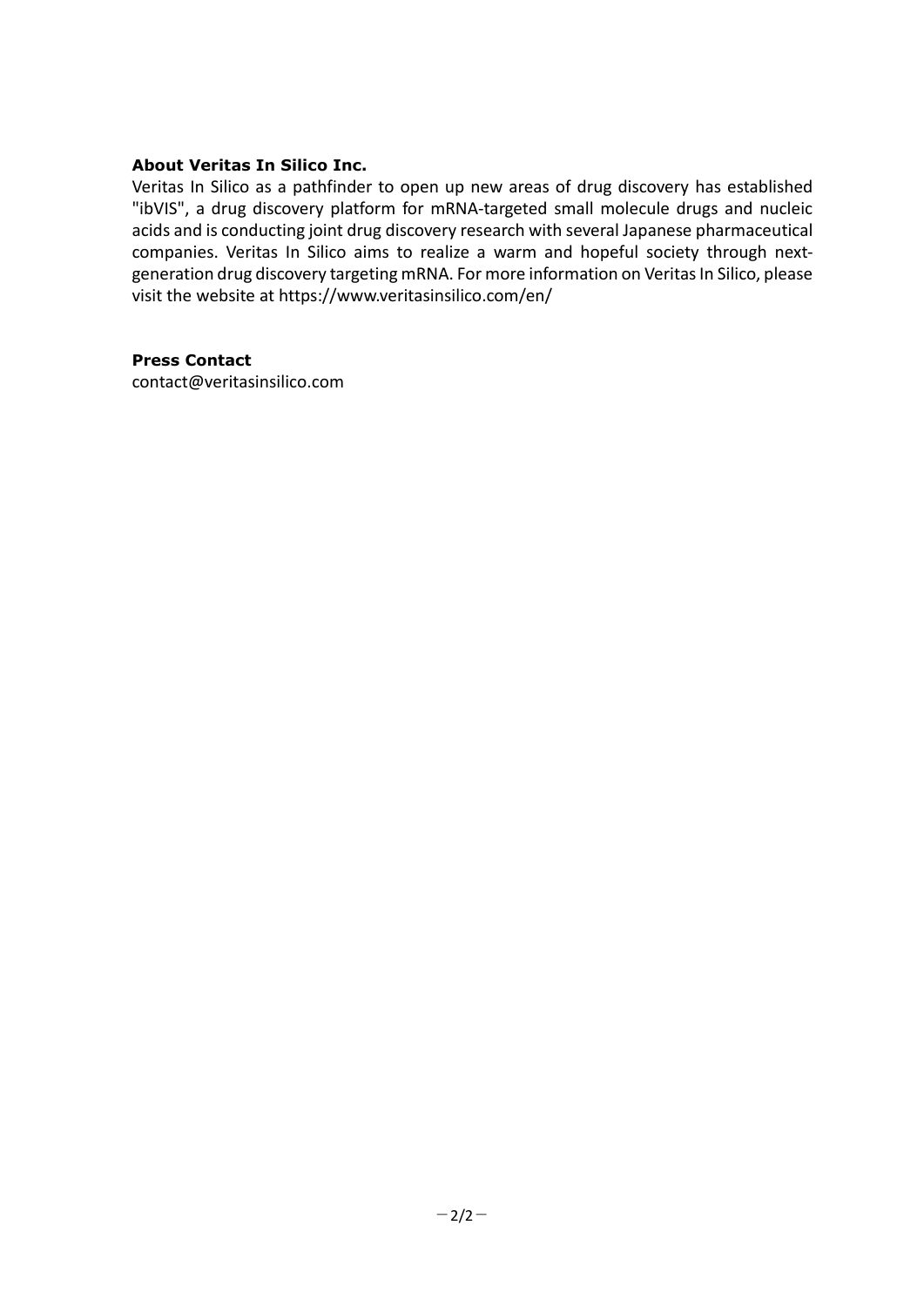**About Veritas In Silico Inc.**

Veritas In Silico as a pathfinder to open up new areas of drug discovery has established "ibVIS", a drug discovery platform for mRNA-targeted small molecule drugs and nucleic acids and is conducting joint drug discovery research with several Japanese pharmaceutical companies. Veritas In Silico aims to realize a warm and hopeful society through next-generation drug discovery targeting mRNA. For more information on Veritas In Silico, please visit the website at https://www.veritasinsilico.com/en/

**Press Contact**

contact@veritasinsilico.com